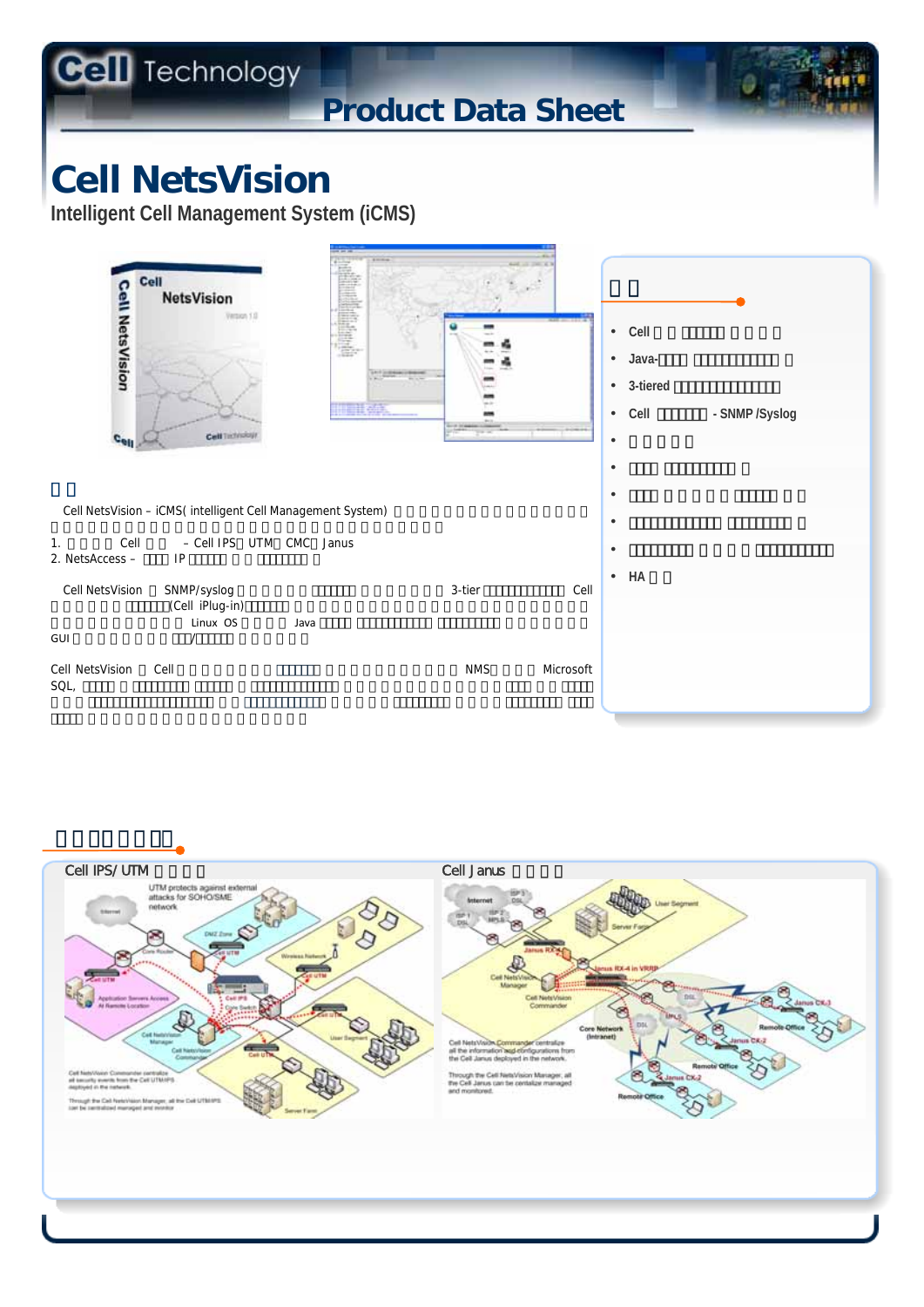# Cell NetsVision

## Intelligent Cell Management System (iCMS)

Cell NetsVision – iCMS( intelligent Cell Management System)

1. Cell – Cell IPS、UTM、CMC、Janus
2. NetsAccess – IP

Cell NetsVision SNMP/syslog 3-tier Cell (Cell iPlug-in) Linux OS Java GUI /

Cell NetsVision Cell NMS Microsoft SQL,

- Cell
- Java-
- 3-tiered
- Cell - SNMP /Syslog
- HA

Cell IPS/ UTM

UTM protects against external attacks for SOHO/SME network

Cell NetsVision Commander centralize all security events from the Cell UTM/IPS deployed in the network

Through the Cell NetsVision Manager, all the Cell UTM/IPS can be centralized managed and monitor

Cell Janus

Cell NetsVision Commander centralize all the information and configurations from the Cell Janus deployed in the network.

Through the Cell NetsVision Manager, all the Cell Janus can be centralize managed and monitored.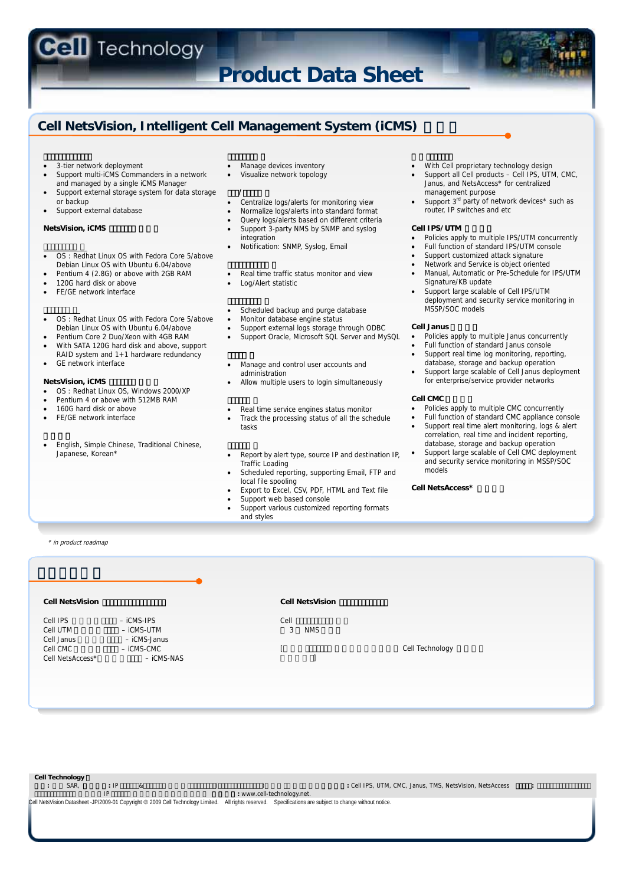# Product Data Sheet

## Cell NetsVision, Intelligent Cell Management System (iCMS) 

- 3-tier network deployment
- Support multi-iCMS Commanders in a network and managed by a single iCMS Manager
- Support external storage system for data storage or backup
- Support external database

### NetsVision, iCMS

- OS : Redhat Linux OS with Fedora Core 5/above Debian Linux OS with Ubuntu 6.04/above
- Pentium 4 (2.8G) or above with 2GB RAM
- 120G hard disk or above
- FE/GE network interface

- OS : Redhat Linux OS with Fedora Core 5/above Debian Linux OS with Ubuntu 6.04/above
- Pentium Core 2 Duo/Xeon with 4GB RAM
- With SATA 120G hard disk and above, support RAID system and 1+1 hardware redundancy
- GE network interface

### NetsVision, iCMS

- OS : Redhat Linux OS, Windows 2000/XP
- Pentium 4 or above with 512MB RAM
- 160G hard disk or above
- FE/GE network interface

- English, Simple Chinese, Traditional Chinese, Japanese, Korean*

- Manage devices inventory
- Visualize network topology

- Centralize logs/alerts for monitoring view
- Normalize logs/alerts into standard format
- Query logs/alerts based on different criteria
- Support 3-party NMS by SNMP and syslog integration
- Notification: SNMP, Syslog, Email

- Real time traffic status monitor and view
- Log/Alert statistic

- Scheduled backup and purge database
- Monitor database engine status
- Support external logs storage through ODBC
- Support Oracle, Microsoft SQL Server and MySQL

- Manage and control user accounts and administration
- Allow multiple users to login simultaneously

- Real time service engines status monitor
- Track the processing status of all the schedule tasks

- Report by alert type, source IP and destination IP, Traffic Loading
- Scheduled reporting, supporting Email, FTP and local file spooling
- Export to Excel, CSV, PDF, HTML and Text file
- Support web based console
- Support various customized reporting formats and styles

- With Cell proprietary technology design
- Support all Cell products – Cell IPS, UTM, CMC, Janus, and NetsAccess* for centralized management purpose
- Support 3[rd] party of network devices* such as router, IP switches and etc

### Cell IPS/UTM

- Policies apply to multiple IPS/UTM concurrently
- Full function of standard IPS/UTM console
- Support customized attack signature
- Network and Service is object oriented
- Manual, Automatic or Pre-Schedule for IPS/UTM Signature/KB update
- Support large scalable of Cell IPS/UTM deployment and security service monitoring in MSSP/SOC models

### Cell Janus

- Policies apply to multiple Janus concurrently
- Full function of standard Janus console
- Support real time log monitoring, reporting, database, storage and backup operation
- Support large scalable of Cell Janus deployment for enterprise/service provider networks

### Cell CMC

- Policies apply to multiple CMC concurrently
- Full function of standard CMC appliance console
- Support real time alert monitoring, logs & alert correlation, real time and incident reporting, database, storage and backup operation
- Support large scalable of Cell CMC deployment and security service monitoring in MSSP/SOC models

### Cell NetsAccess*

*\* in product roadmap*

### Cell NetsVision

Cell IPS – iCMS-IPS
Cell UTM – iCMS-UTM
Cell Janus – iCMS-Janus
Cell CMC – iCMS-CMC
Cell NetsAccess* – iCMS-NAS

### Cell NetsVision

Cell
3 NMS

[ Cell Technology ]

**Cell Technology**
: SAR, : IP & ( ) : Cell IPS, UTM, CMC, Janus, TMS, NetsVision, NetsAccess :
IP : www.cell-technology.net.

Cell NetsVision Datasheet -JP/2009-01 Copyright © 2009 Cell Technology Limited. All rights reserved. Specifications are subject to change without notice.